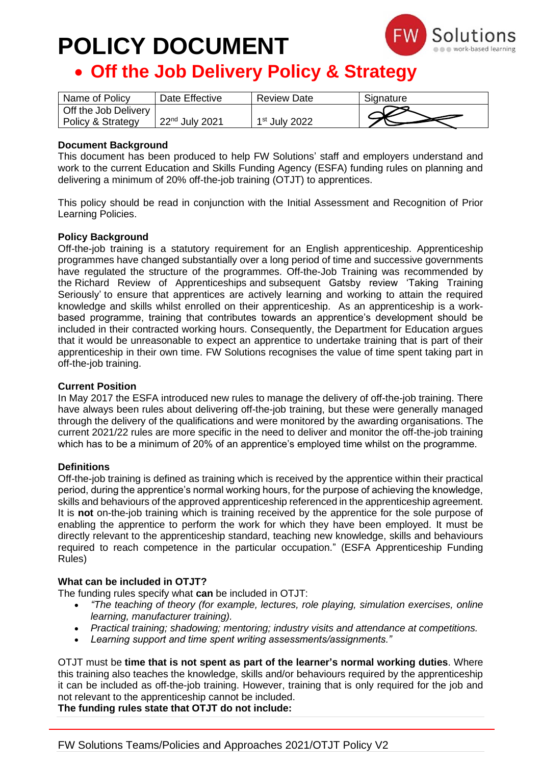# POLICY DOCUMENT

## • Off the Job Delivery Policy & Strategy

| Name of Policy | Date Effective | Review Date | Signature |
|---|---|---|---|
| Off the Job Delivery Policy & Strategy | 22nd July 2021 | 1st July 2022 | |

**Document Background**
This document has been produced to help FW Solutions' staff and employers understand and work to the current Education and Skills Funding Agency (ESFA) funding rules on planning and delivering a minimum of 20% off-the-job training (OTJT) to apprentices.

This policy should be read in conjunction with the Initial Assessment and Recognition of Prior Learning Policies.

**Policy Background**
Off-the-job training is a statutory requirement for an English apprenticeship. Apprenticeship programmes have changed substantially over a long period of time and successive governments have regulated the structure of the programmes. Off-the-Job Training was recommended by the Richard Review of Apprenticeships and subsequent Gatsby review 'Taking Training Seriously' to ensure that apprentices are actively learning and working to attain the required knowledge and skills whilst enrolled on their apprenticeship. As an apprenticeship is a work-based programme, training that contributes towards an apprentice's development should be included in their contracted working hours. Consequently, the Department for Education argues that it would be unreasonable to expect an apprentice to undertake training that is part of their apprenticeship in their own time. FW Solutions recognises the value of time spent taking part in off-the-job training.

**Current Position**
In May 2017 the ESFA introduced new rules to manage the delivery of off-the-job training. There have always been rules about delivering off-the-job training, but these were generally managed through the delivery of the qualifications and were monitored by the awarding organisations. The current 2021/22 rules are more specific in the need to deliver and monitor the off-the-job training which has to be a minimum of 20% of an apprentice's employed time whilst on the programme.

**Definitions**
Off-the-job training is defined as training which is received by the apprentice within their practical period, during the apprentice's normal working hours, for the purpose of achieving the knowledge, skills and behaviours of the approved apprenticeship referenced in the apprenticeship agreement. It is **not** on-the-job training which is training received by the apprentice for the sole purpose of enabling the apprentice to perform the work for which they have been employed. It must be directly relevant to the apprenticeship standard, teaching new knowledge, skills and behaviours required to reach competence in the particular occupation." (ESFA Apprenticeship Funding Rules)

**What can be included in OTJT?**
The funding rules specify what **can** be included in OTJT:

- *"The teaching of theory (for example, lectures, role playing, simulation exercises, online learning, manufacturer training).*
- *Practical training; shadowing; mentoring; industry visits and attendance at competitions.*
- *Learning support and time spent writing assessments/assignments."*

OTJT must be **time that is not spent as part of the learner's normal working duties**. Where this training also teaches the knowledge, skills and/or behaviours required by the apprenticeship it can be included as off-the-job training. However, training that is only required for the job and not relevant to the apprenticeship cannot be included.
**The funding rules state that OTJT do not include:**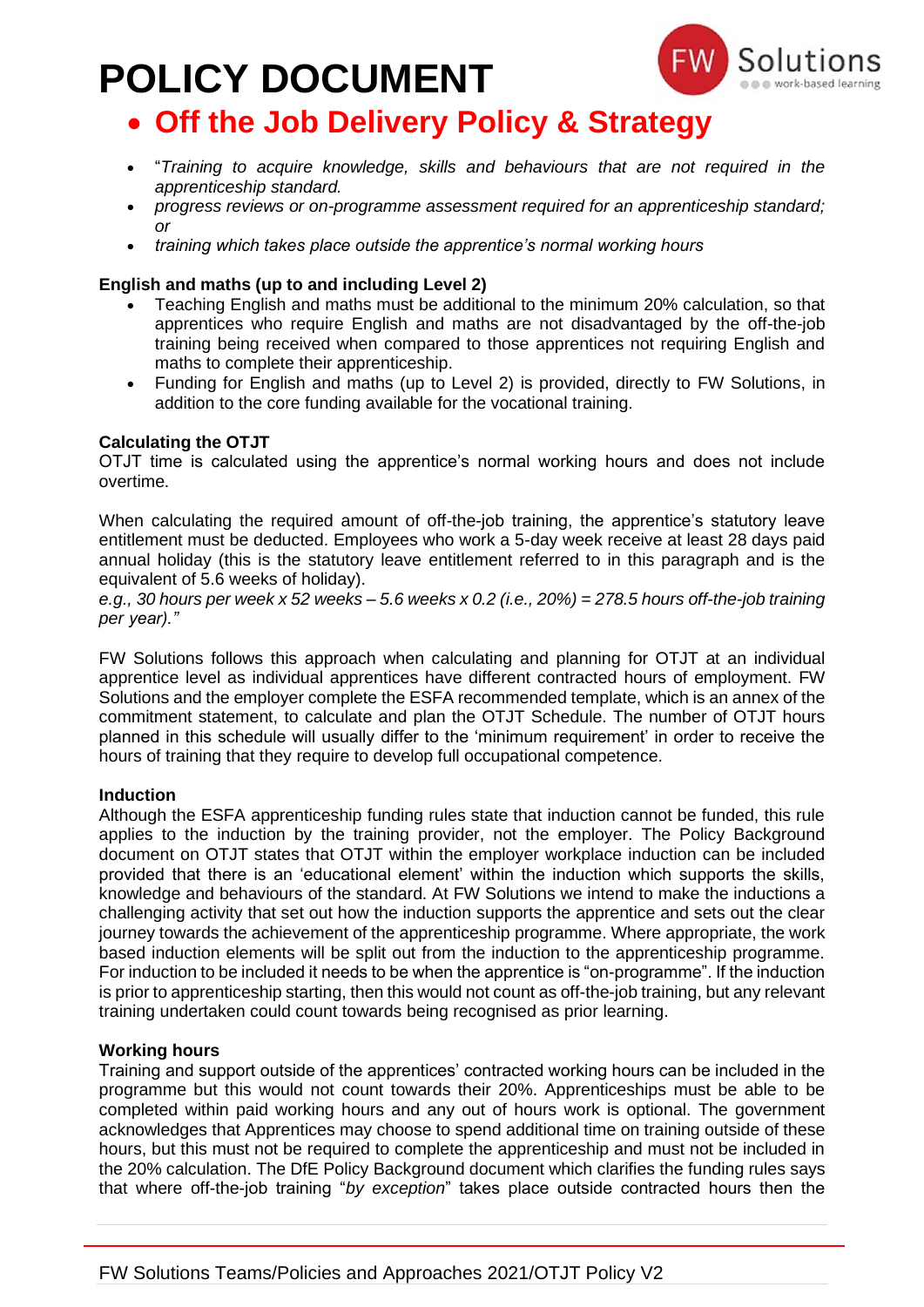# POLICY DOCUMENT

## • Off the Job Delivery Policy & Strategy

- "*Training to acquire knowledge, skills and behaviours that are not required in the apprenticeship standard.*
- *progress reviews or on-programme assessment required for an apprenticeship standard; or*
- *training which takes place outside the apprentice's normal working hours*

**English and maths (up to and including Level 2)**

- Teaching English and maths must be additional to the minimum 20% calculation, so that apprentices who require English and maths are not disadvantaged by the off-the-job training being received when compared to those apprentices not requiring English and maths to complete their apprenticeship.
- Funding for English and maths (up to Level 2) is provided, directly to FW Solutions, in addition to the core funding available for the vocational training.

**Calculating the OTJT**

OTJT time is calculated using the apprentice's normal working hours and does not include overtime.

When calculating the required amount of off-the-job training, the apprentice's statutory leave entitlement must be deducted. Employees who work a 5-day week receive at least 28 days paid annual holiday (this is the statutory leave entitlement referred to in this paragraph and is the equivalent of 5.6 weeks of holiday).

*e.g., 30 hours per week x 52 weeks – 5.6 weeks x 0.2 (i.e., 20%) = 278.5 hours off-the-job training per year)."*

FW Solutions follows this approach when calculating and planning for OTJT at an individual apprentice level as individual apprentices have different contracted hours of employment. FW Solutions and the employer complete the ESFA recommended template, which is an annex of the commitment statement, to calculate and plan the OTJT Schedule. The number of OTJT hours planned in this schedule will usually differ to the 'minimum requirement' in order to receive the hours of training that they require to develop full occupational competence.

**Induction**

Although the ESFA apprenticeship funding rules state that induction cannot be funded, this rule applies to the induction by the training provider, not the employer. The Policy Background document on OTJT states that OTJT within the employer workplace induction can be included provided that there is an 'educational element' within the induction which supports the skills, knowledge and behaviours of the standard. At FW Solutions we intend to make the inductions a challenging activity that set out how the induction supports the apprentice and sets out the clear journey towards the achievement of the apprenticeship programme. Where appropriate, the work based induction elements will be split out from the induction to the apprenticeship programme. For induction to be included it needs to be when the apprentice is "on-programme". If the induction is prior to apprenticeship starting, then this would not count as off-the-job training, but any relevant training undertaken could count towards being recognised as prior learning.

**Working hours**

Training and support outside of the apprentices' contracted working hours can be included in the programme but this would not count towards their 20%. Apprenticeships must be able to be completed within paid working hours and any out of hours work is optional. The government acknowledges that Apprentices may choose to spend additional time on training outside of these hours, but this must not be required to complete the apprenticeship and must not be included in the 20% calculation. The DfE Policy Background document which clarifies the funding rules says that where off-the-job training "*by exception*" takes place outside contracted hours then the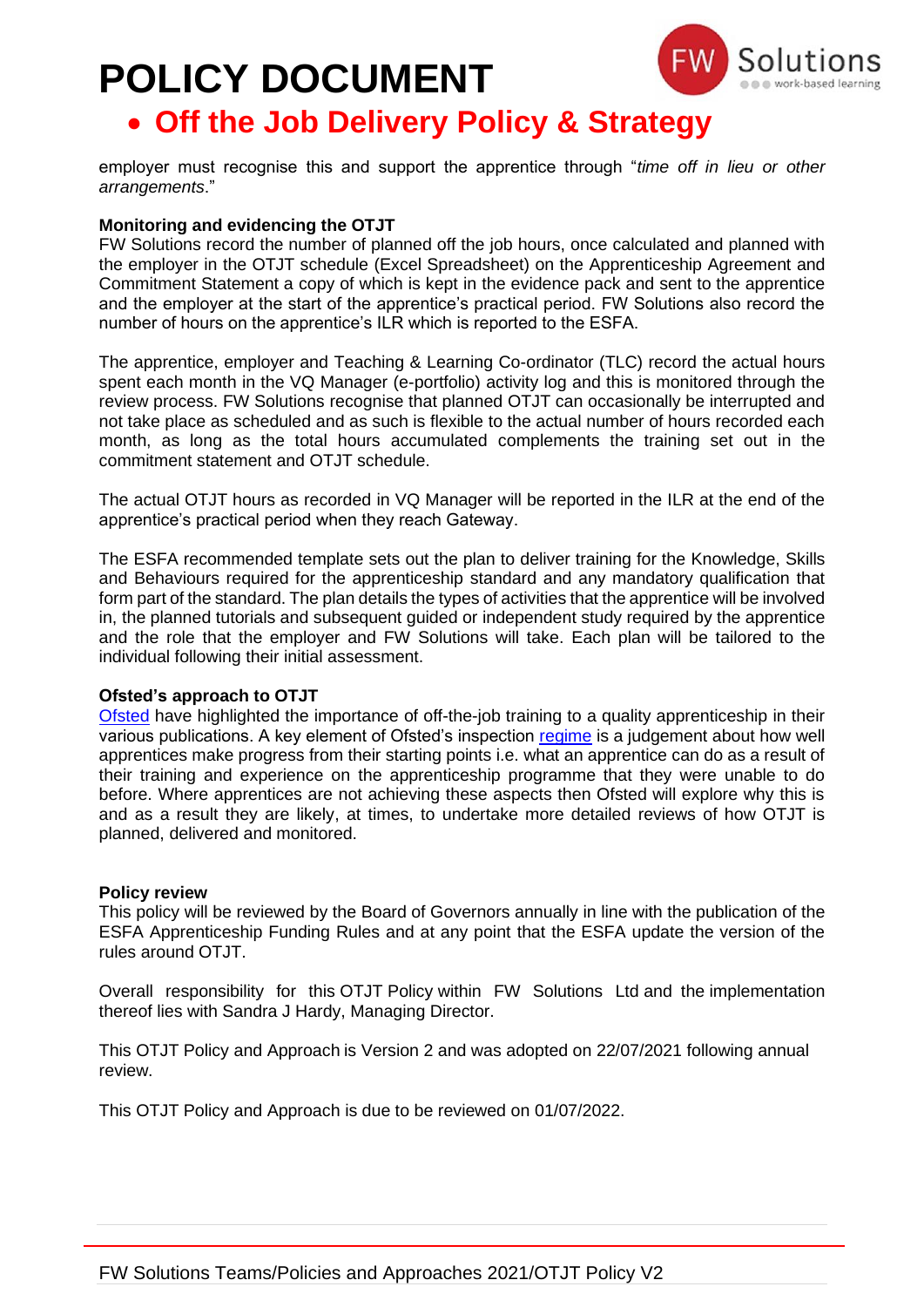employer must recognise this and support the apprentice through "*time off in lieu or other arrangements*."

**Monitoring and evidencing the OTJT**

FW Solutions record the number of planned off the job hours, once calculated and planned with the employer in the OTJT schedule (Excel Spreadsheet) on the Apprenticeship Agreement and Commitment Statement a copy of which is kept in the evidence pack and sent to the apprentice and the employer at the start of the apprentice's practical period. FW Solutions also record the number of hours on the apprentice's ILR which is reported to the ESFA.

The apprentice, employer and Teaching & Learning Co-ordinator (TLC) record the actual hours spent each month in the VQ Manager (e-portfolio) activity log and this is monitored through the review process. FW Solutions recognise that planned OTJT can occasionally be interrupted and not take place as scheduled and as such is flexible to the actual number of hours recorded each month, as long as the total hours accumulated complements the training set out in the commitment statement and OTJT schedule.

The actual OTJT hours as recorded in VQ Manager will be reported in the ILR at the end of the apprentice's practical period when they reach Gateway.

The ESFA recommended template sets out the plan to deliver training for the Knowledge, Skills and Behaviours required for the apprenticeship standard and any mandatory qualification that form part of the standard. The plan details the types of activities that the apprentice will be involved in, the planned tutorials and subsequent guided or independent study required by the apprentice and the role that the employer and FW Solutions will take. Each plan will be tailored to the individual following their initial assessment.

**Ofsted's approach to OTJT**

Ofsted have highlighted the importance of off-the-job training to a quality apprenticeship in their various publications. A key element of Ofsted's inspection regime is a judgement about how well apprentices make progress from their starting points i.e. what an apprentice can do as a result of their training and experience on the apprenticeship programme that they were unable to do before. Where apprentices are not achieving these aspects then Ofsted will explore why this is and as a result they are likely, at times, to undertake more detailed reviews of how OTJT is planned, delivered and monitored.

**Policy review**

This policy will be reviewed by the Board of Governors annually in line with the publication of the ESFA Apprenticeship Funding Rules and at any point that the ESFA update the version of the rules around OTJT.

Overall responsibility for this OTJT Policy within FW Solutions Ltd and the implementation thereof lies with Sandra J Hardy, Managing Director.

This OTJT Policy and Approach is Version 2 and was adopted on 22/07/2021 following annual review.

This OTJT Policy and Approach is due to be reviewed on 01/07/2022.